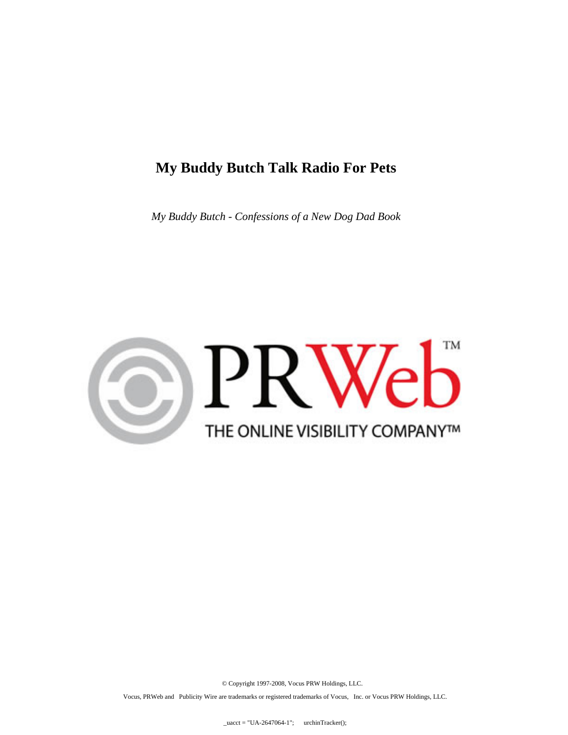# My Buddy Butch Talk Radio For Pets

*My Buddy Butch - Confessions of a New Dog Dad Book*

PRWeb™

THE ONLINE VISIBILITY COMPANY™

© Copyright 1997-2008, Vocus PRW Holdings, LLC.

Vocus, PRWeb and Publicity Wire are trademarks or registered trademarks of Vocus, Inc. or Vocus PRW Holdings, LLC.

_uacct = "UA-2647064-1"; urchinTracker();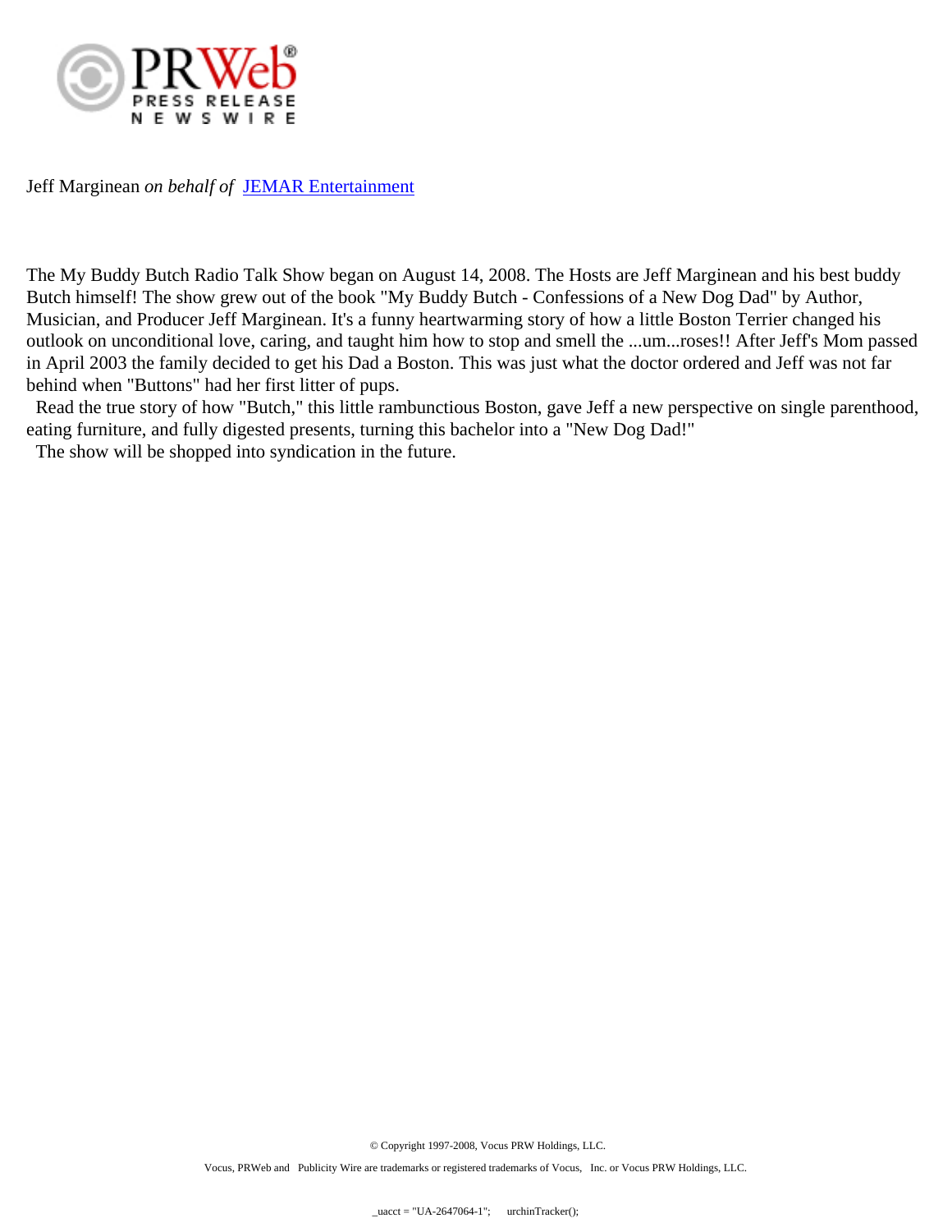Jeff Marginean *on behalf of* JEMAR Entertainment

The My Buddy Butch Radio Talk Show began on August 14, 2008. The Hosts are Jeff Marginean and his best buddy Butch himself! The show grew out of the book "My Buddy Butch - Confessions of a New Dog Dad" by Author, Musician, and Producer Jeff Marginean. It's a funny heartwarming story of how a little Boston Terrier changed his outlook on unconditional love, caring, and taught him how to stop and smell the ...um...roses!! After Jeff's Mom passed in April 2003 the family decided to get his Dad a Boston. This was just what the doctor ordered and Jeff was not far behind when "Buttons" had her first litter of pups.

Read the true story of how "Butch," this little rambunctious Boston, gave Jeff a new perspective on single parenthood, eating furniture, and fully digested presents, turning this bachelor into a "New Dog Dad!"

The show will be shopped into syndication in the future.

© Copyright 1997-2008, Vocus PRW Holdings, LLC.

Vocus, PRWeb and Publicity Wire are trademarks or registered trademarks of Vocus, Inc. or Vocus PRW Holdings, LLC.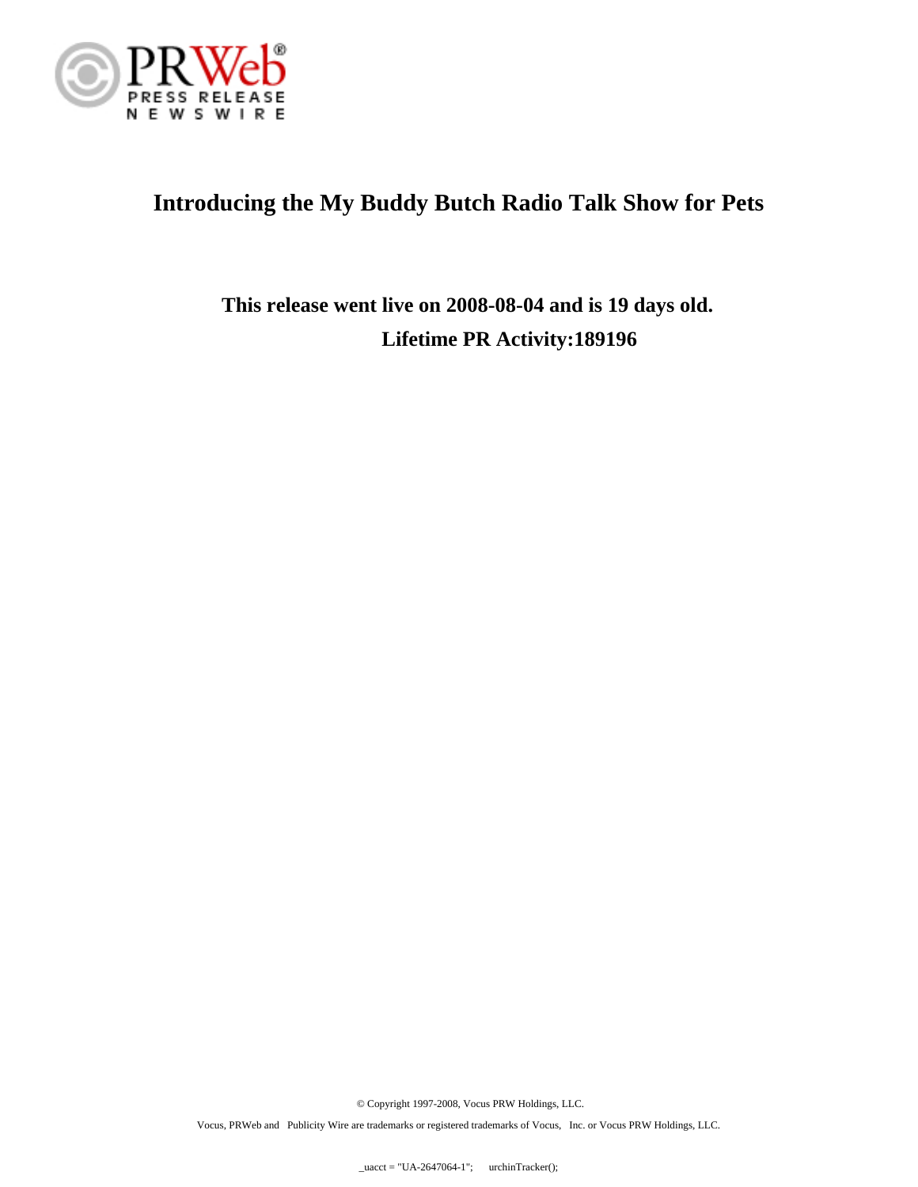PRWeb® PRESS RELEASE NEWSWIRE

# Introducing the My Buddy Butch Radio Talk Show for Pets

**This release went live on 2008-08-04 and is 19 days old.**

**Lifetime PR Activity:189196**

© Copyright 1997-2008, Vocus PRW Holdings, LLC.

Vocus, PRWeb and Publicity Wire are trademarks or registered trademarks of Vocus, Inc. or Vocus PRW Holdings, LLC.

_uacct = "UA-2647064-1"; urchinTracker();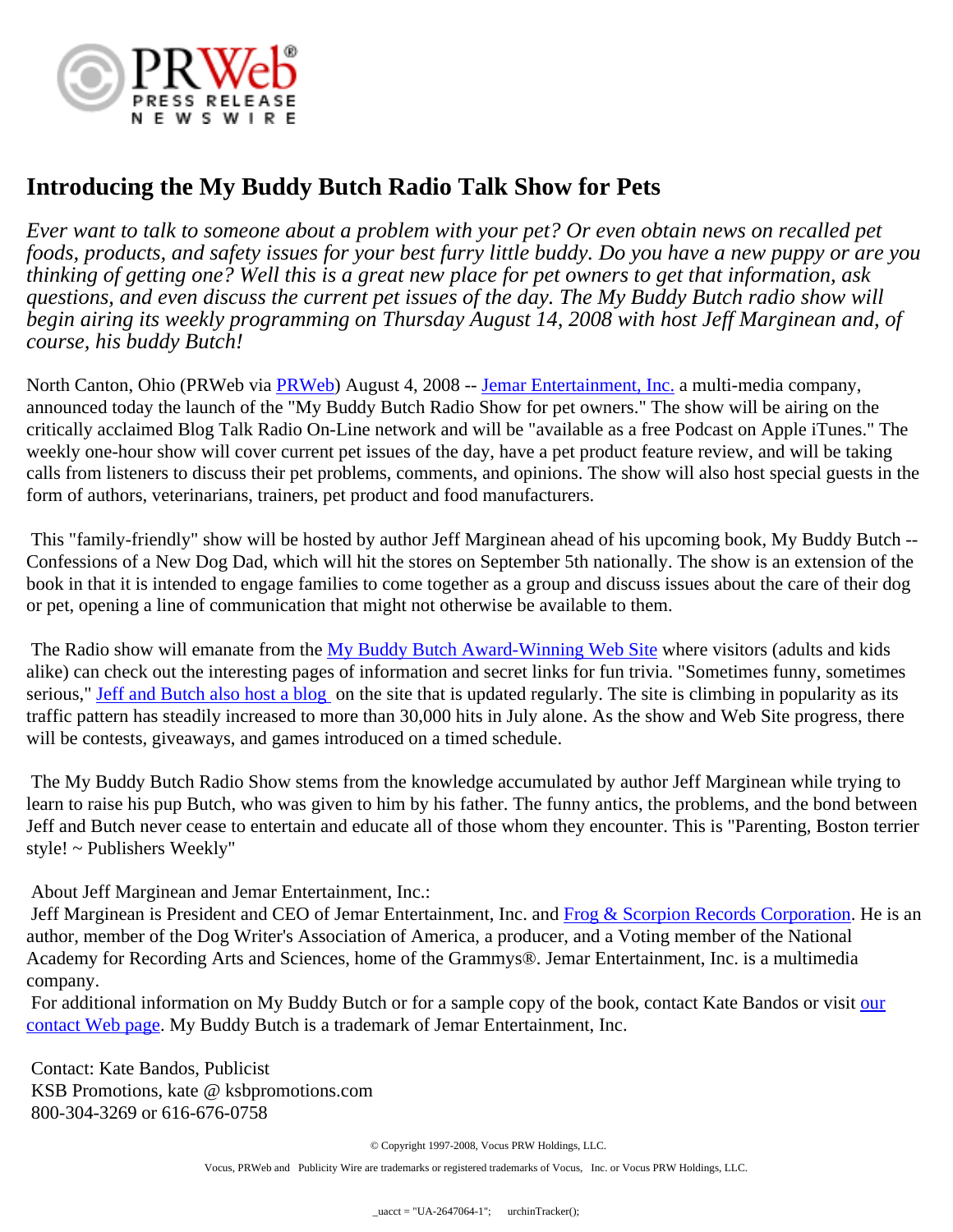PRWeb
PRESS RELEASE
NEWSWIRE

# Introducing the My Buddy Butch Radio Talk Show for Pets

*Ever want to talk to someone about a problem with your pet? Or even obtain news on recalled pet foods, products, and safety issues for your best furry little buddy. Do you have a new puppy or are you thinking of getting one? Well this is a great new place for pet owners to get that information, ask questions, and even discuss the current pet issues of the day. The My Buddy Butch radio show will begin airing its weekly programming on Thursday August 14, 2008 with host Jeff Marginean and, of course, his buddy Butch!*

North Canton, Ohio (PRWeb via PRWeb) August 4, 2008 -- Jemar Entertainment, Inc. a multi-media company, announced today the launch of the "My Buddy Butch Radio Show for pet owners." The show will be airing on the critically acclaimed Blog Talk Radio On-Line network and will be "available as a free Podcast on Apple iTunes." The weekly one-hour show will cover current pet issues of the day, have a pet product feature review, and will be taking calls from listeners to discuss their pet problems, comments, and opinions. The show will also host special guests in the form of authors, veterinarians, trainers, pet product and food manufacturers.

This "family-friendly" show will be hosted by author Jeff Marginean ahead of his upcoming book, My Buddy Butch -- Confessions of a New Dog Dad, which will hit the stores on September 5th nationally. The show is an extension of the book in that it is intended to engage families to come together as a group and discuss issues about the care of their dog or pet, opening a line of communication that might not otherwise be available to them.

The Radio show will emanate from the My Buddy Butch Award-Winning Web Site where visitors (adults and kids alike) can check out the interesting pages of information and secret links for fun trivia. "Sometimes funny, sometimes serious," Jeff and Butch also host a blog on the site that is updated regularly. The site is climbing in popularity as its traffic pattern has steadily increased to more than 30,000 hits in July alone. As the show and Web Site progress, there will be contests, giveaways, and games introduced on a timed schedule.

The My Buddy Butch Radio Show stems from the knowledge accumulated by author Jeff Marginean while trying to learn to raise his pup Butch, who was given to him by his father. The funny antics, the problems, and the bond between Jeff and Butch never cease to entertain and educate all of those whom they encounter. This is "Parenting, Boston terrier style! ~ Publishers Weekly"

About Jeff Marginean and Jemar Entertainment, Inc.:
Jeff Marginean is President and CEO of Jemar Entertainment, Inc. and Frog & Scorpion Records Corporation. He is an author, member of the Dog Writer's Association of America, a producer, and a Voting member of the National Academy for Recording Arts and Sciences, home of the Grammys®. Jemar Entertainment, Inc. is a multimedia company.
For additional information on My Buddy Butch or for a sample copy of the book, contact Kate Bandos or visit our contact Web page. My Buddy Butch is a trademark of Jemar Entertainment, Inc.

Contact: Kate Bandos, Publicist
KSB Promotions, kate @ ksbpromotions.com
800-304-3269 or 616-676-0758

© Copyright 1997-2008, Vocus PRW Holdings, LLC.

Vocus, PRWeb and Publicity Wire are trademarks or registered trademarks of Vocus, Inc. or Vocus PRW Holdings, LLC.

_uacct = "UA-2647064-1"; urchinTracker();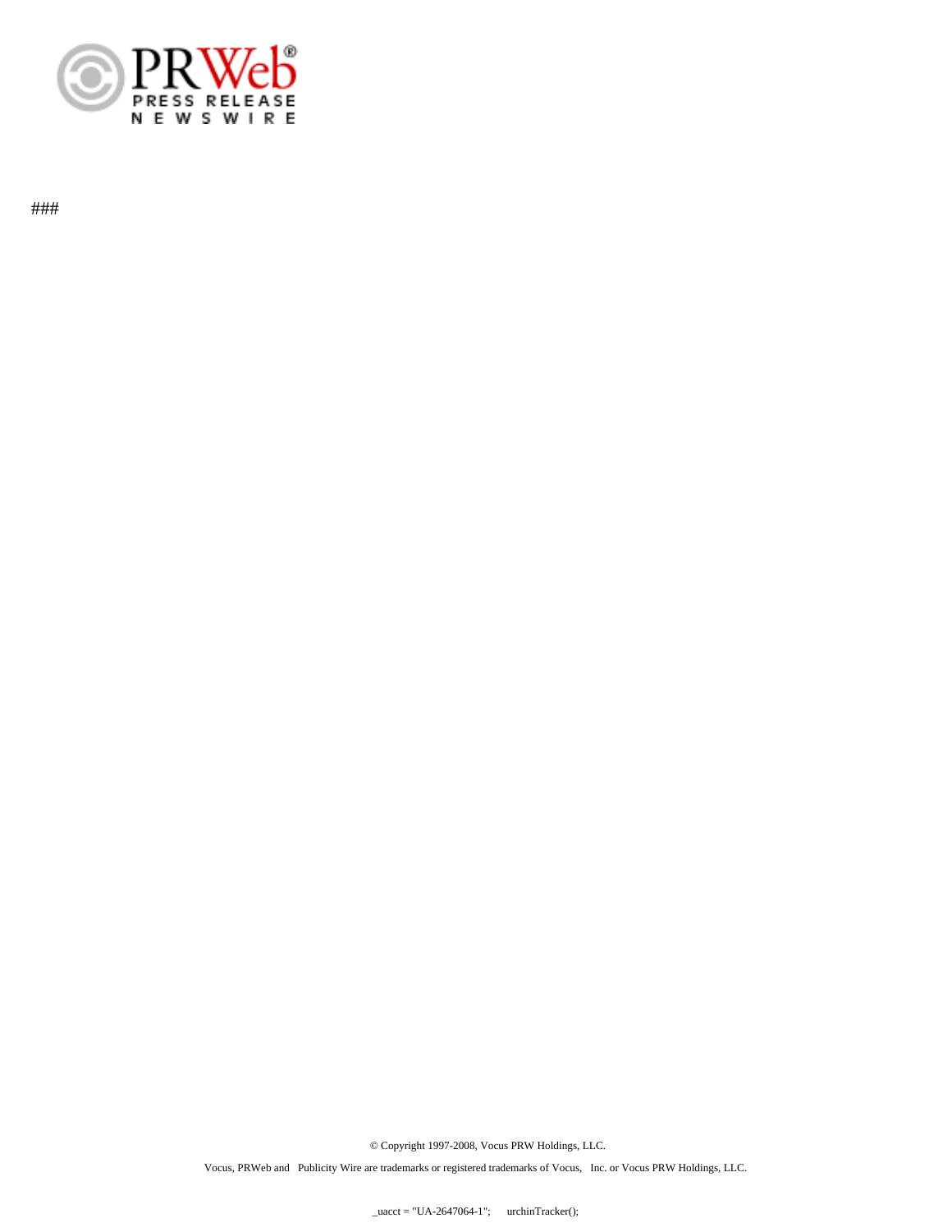###

© Copyright 1997-2008, Vocus PRW Holdings, LLC.

Vocus, PRWeb and Publicity Wire are trademarks or registered trademarks of Vocus, Inc. or Vocus PRW Holdings, LLC.

_uacct = "UA-2647064-1"; urchinTracker();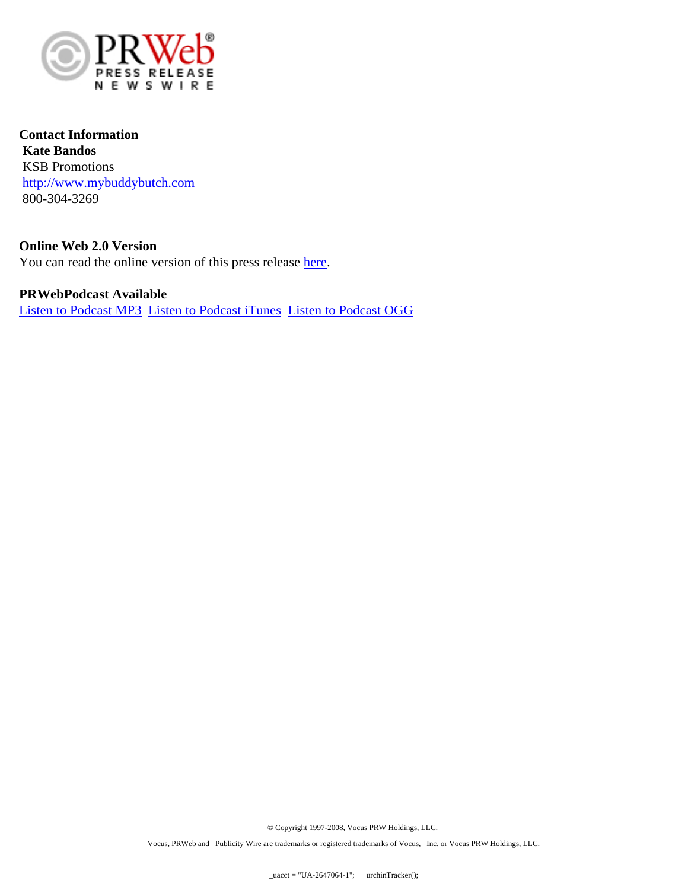PRWeb
PRESS RELEASE
NEWSWIRE

**Contact Information**
**Kate Bandos**
KSB Promotions
http://www.mybuddybutch.com
800-304-3269

**Online Web 2.0 Version**
You can read the online version of this press release here.

**PRWebPodcast Available**
Listen to Podcast MP3  Listen to Podcast iTunes  Listen to Podcast OGG

© Copyright 1997-2008, Vocus PRW Holdings, LLC.

Vocus, PRWeb and Publicity Wire are trademarks or registered trademarks of Vocus, Inc. or Vocus PRW Holdings, LLC.

_uacct = "UA-2647064-1"; urchinTracker();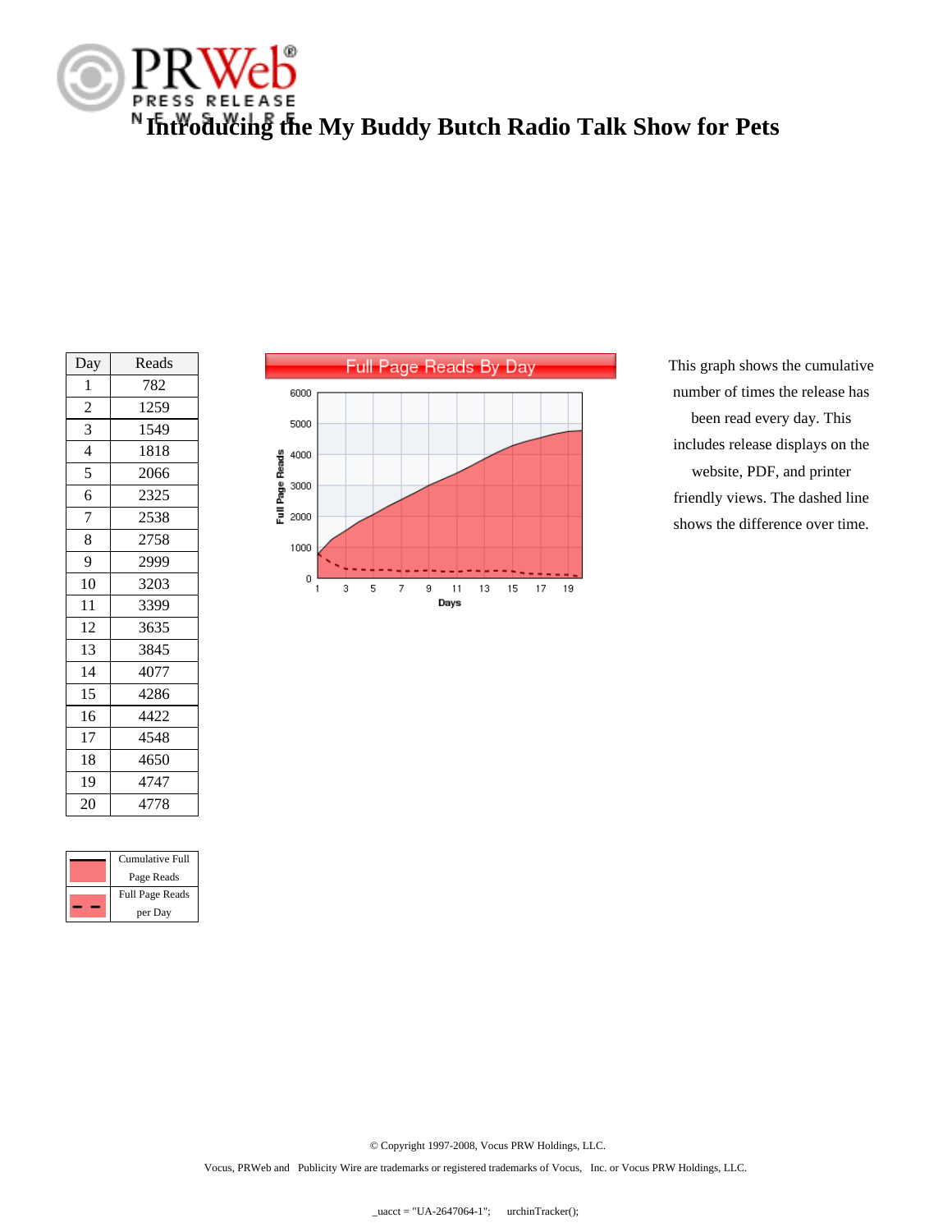# Introducing the My Buddy Butch Radio Talk Show for Pets

| Day | Reads |
|---|---|
| 1 | 782 |
| 2 | 1259 |
| 3 | 1549 |
| 4 | 1818 |
| 5 | 2066 |
| 6 | 2325 |
| 7 | 2538 |
| 8 | 2758 |
| 9 | 2999 |
| 10 | 3203 |
| 11 | 3399 |
| 12 | 3635 |
| 13 | 3845 |
| 14 | 4077 |
| 15 | 4286 |
| 16 | 4422 |
| 17 | 4548 |
| 18 | 4650 |
| 19 | 4747 |
| 20 | 4778 |

Full Page Reads By Day

| Legend | |
|---|---|
| Solid line | Cumulative Full Page Reads |
| Dashed line | Full Page Reads per Day |

This graph shows the cumulative number of times the release has been read every day. This includes release displays on the website, PDF, and printer friendly views. The dashed line shows the difference over time.

© Copyright 1997-2008, Vocus PRW Holdings, LLC.

Vocus, PRWeb and Publicity Wire are trademarks or registered trademarks of Vocus, Inc. or Vocus PRW Holdings, LLC.

_uacct = "UA-2647064-1"; urchinTracker();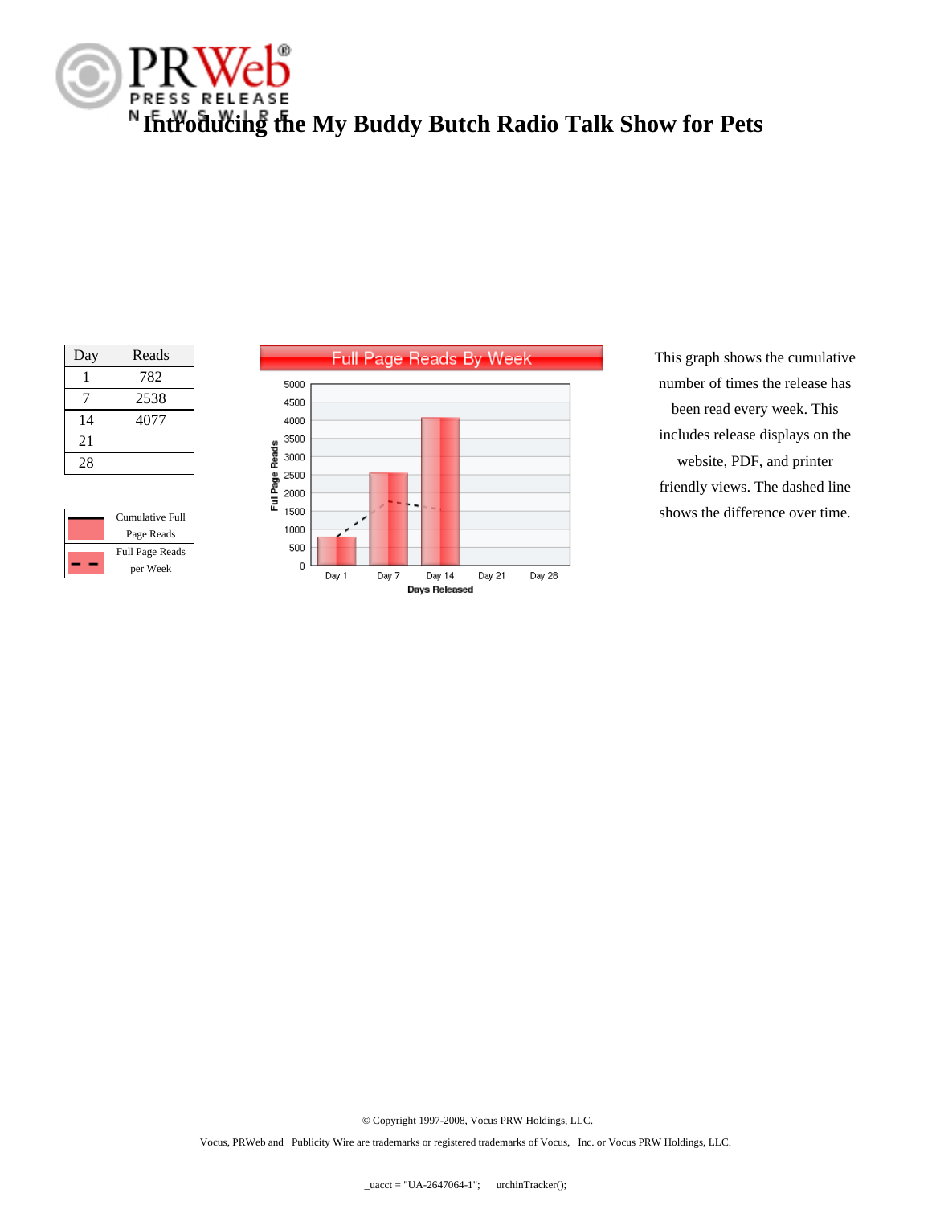# Introducing the My Buddy Butch Radio Talk Show for Pets

| Day | Reads |
|---|---|
| 1 | 782 |
| 7 | 2538 |
| 14 | 4077 |
| 21 | |
| 28 | |

| | |
|---|---|
| — | Cumulative Full Page Reads |
| - - | Full Page Reads per Week |

This graph shows the cumulative number of times the release has been read every week. This includes release displays on the website, PDF, and printer friendly views. The dashed line shows the difference over time.

© Copyright 1997-2008, Vocus PRW Holdings, LLC.

Vocus, PRWeb and Publicity Wire are trademarks or registered trademarks of Vocus, Inc. or Vocus PRW Holdings, LLC.

_uacct = "UA-2647064-1"; urchinTracker();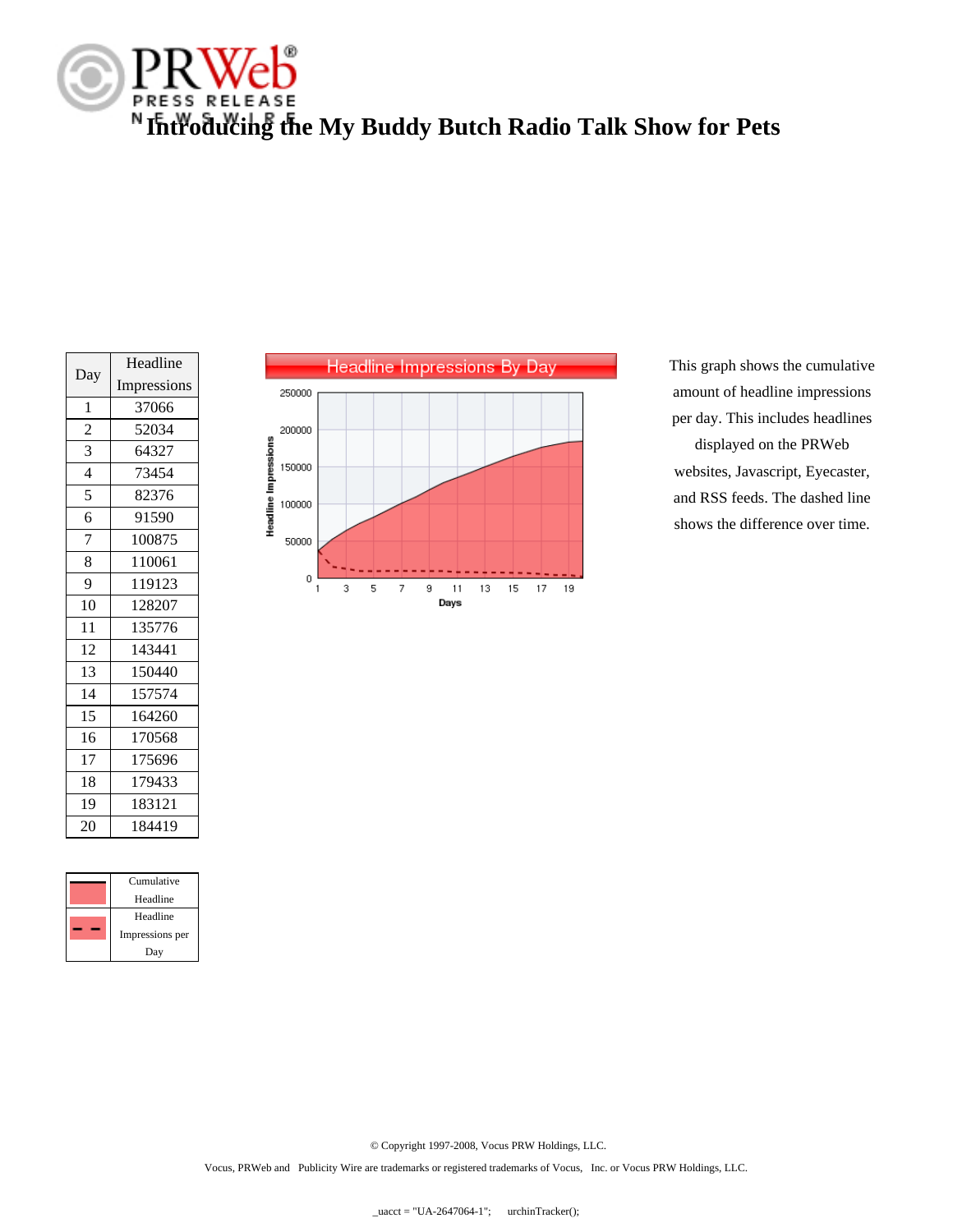# Introducing the My Buddy Butch Radio Talk Show for Pets

| Day | Headline Impressions |
|---|---|
| 1 | 37066 |
| 2 | 52034 |
| 3 | 64327 |
| 4 | 73454 |
| 5 | 82376 |
| 6 | 91590 |
| 7 | 100875 |
| 8 | 110061 |
| 9 | 119123 |
| 10 | 128207 |
| 11 | 135776 |
| 12 | 143441 |
| 13 | 150440 |
| 14 | 157574 |
| 15 | 164260 |
| 16 | 170568 |
| 17 | 175696 |
| 18 | 179433 |
| 19 | 183121 |
| 20 | 184419 |

| | |
|---|---|
| (solid) | Cumulative Headline |
| (dashed) | Headline Impressions per Day |

This graph shows the cumulative amount of headline impressions per day. This includes headlines displayed on the PRWeb websites, Javascript, Eyecaster, and RSS feeds. The dashed line shows the difference over time.

© Copyright 1997-2008, Vocus PRW Holdings, LLC.

Vocus, PRWeb and Publicity Wire are trademarks or registered trademarks of Vocus, Inc. or Vocus PRW Holdings, LLC.

_uacct = "UA-2647064-1"; urchinTracker();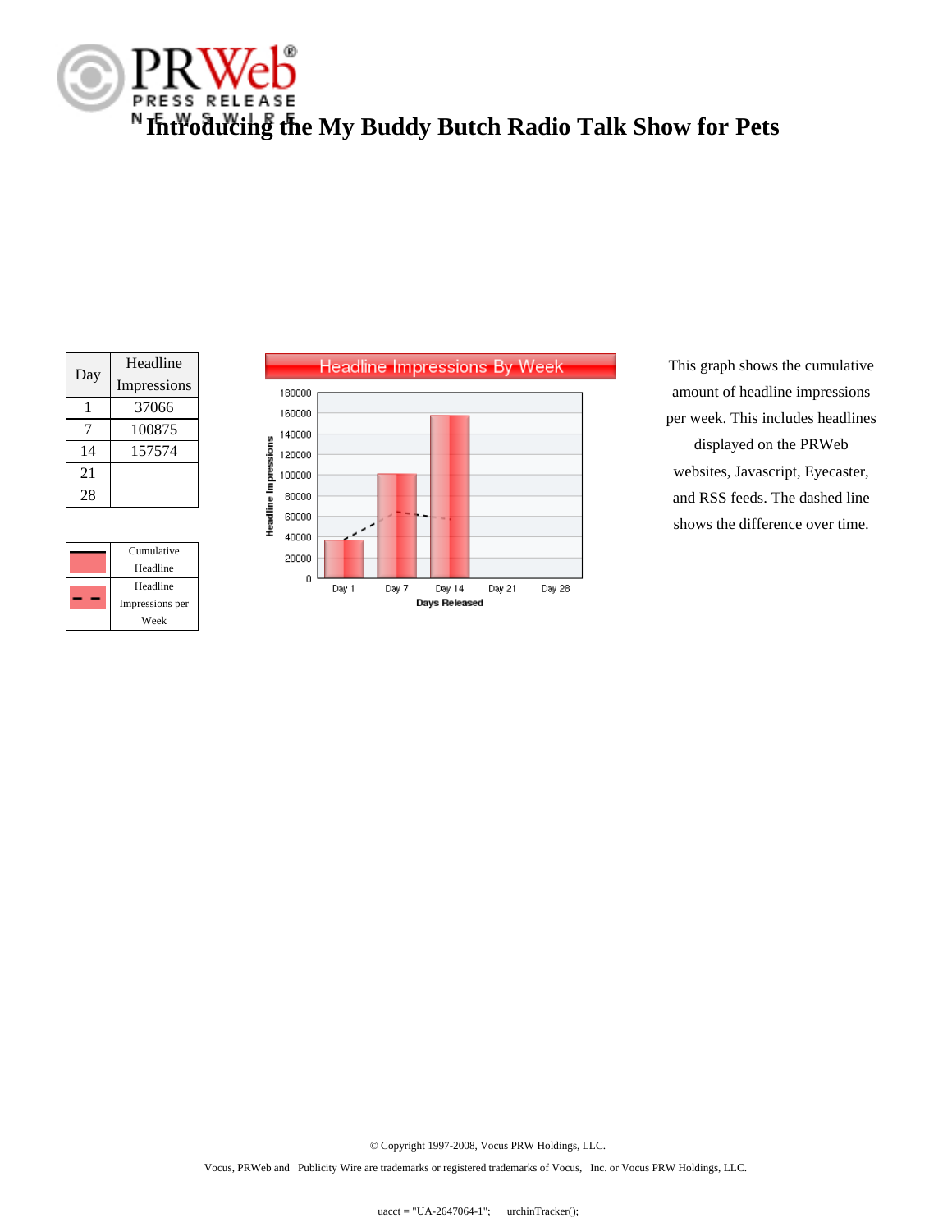# Introducing the My Buddy Butch Radio Talk Show for Pets

| Day | Headline Impressions |
|---|---|
| 1 | 37066 |
| 7 | 100875 |
| 14 | 157574 |
| 21 | |
| 28 | |

| | |
|---|---|
| (solid line) | Cumulative Headline |
| (dashed line) | Headline Impressions per Week |

This graph shows the cumulative amount of headline impressions per week. This includes headlines displayed on the PRWeb websites, Javascript, Eyecaster, and RSS feeds. The dashed line shows the difference over time.

© Copyright 1997-2008, Vocus PRW Holdings, LLC.

Vocus, PRWeb and Publicity Wire are trademarks or registered trademarks of Vocus, Inc. or Vocus PRW Holdings, LLC.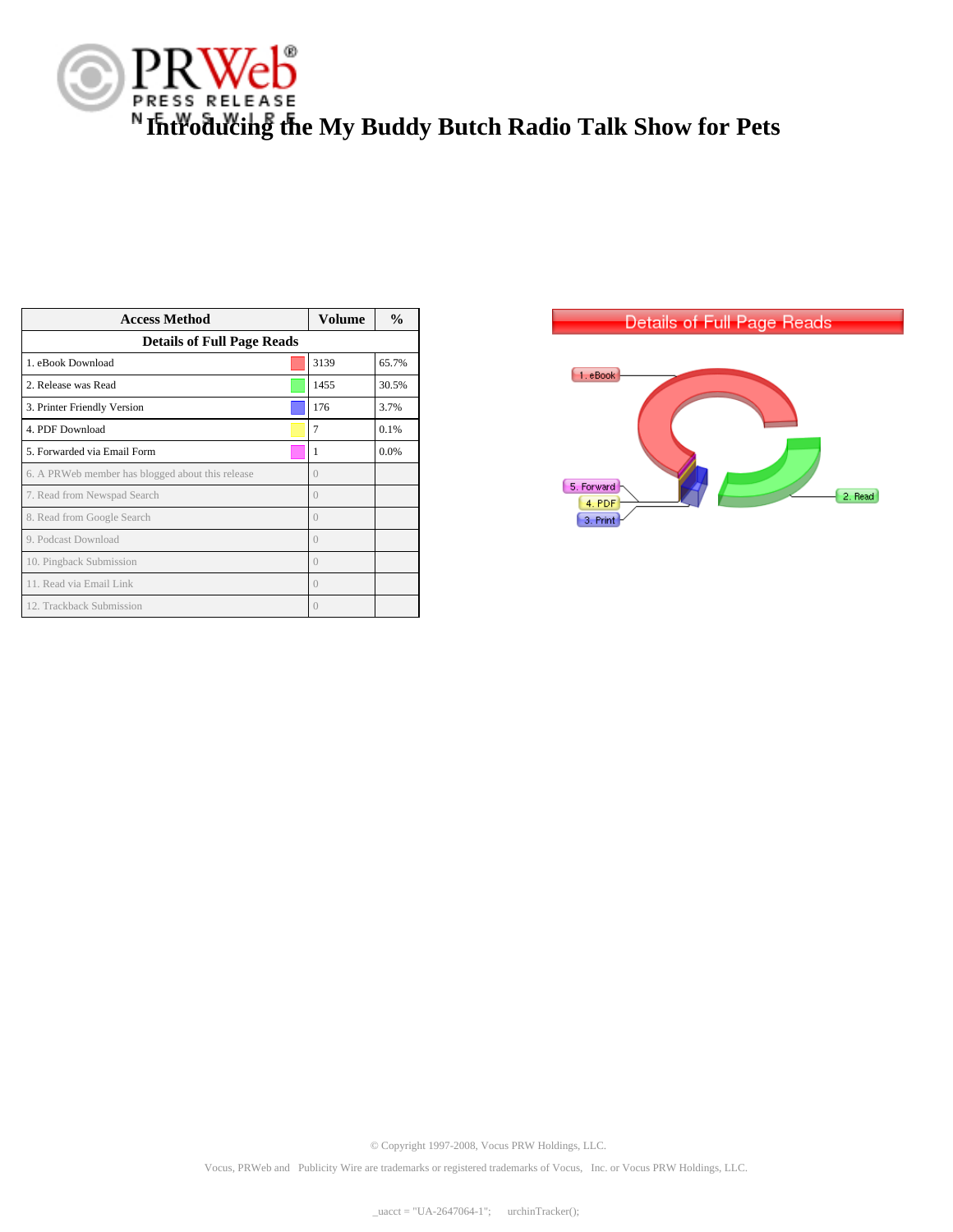# Introducing the My Buddy Butch Radio Talk Show for Pets

| Access Method | Volume | % |
|---|---|---|
| **Details of Full Page Reads** | | |
| 1. eBook Download | 3139 | 65.7% |
| 2. Release was Read | 1455 | 30.5% |
| 3. Printer Friendly Version | 176 | 3.7% |
| 4. PDF Download | 7 | 0.1% |
| 5. Forwarded via Email Form | 1 | 0.0% |
| 6. A PRWeb member has blogged about this release | 0 | |
| 7. Read from Newspad Search | 0 | |
| 8. Read from Google Search | 0 | |
| 9. Podcast Download | 0 | |
| 10. Pingback Submission | 0 | |
| 11. Read via Email Link | 0 | |
| 12. Trackback Submission | 0 | |

Details of Full Page Reads

1. eBook
2. Read
3. Print
4. PDF
5. Forward

© Copyright 1997-2008, Vocus PRW Holdings, LLC.

Vocus, PRWeb and Publicity Wire are trademarks or registered trademarks of Vocus, Inc. or Vocus PRW Holdings, LLC.

_uacct = "UA-2647064-1"; urchinTracker();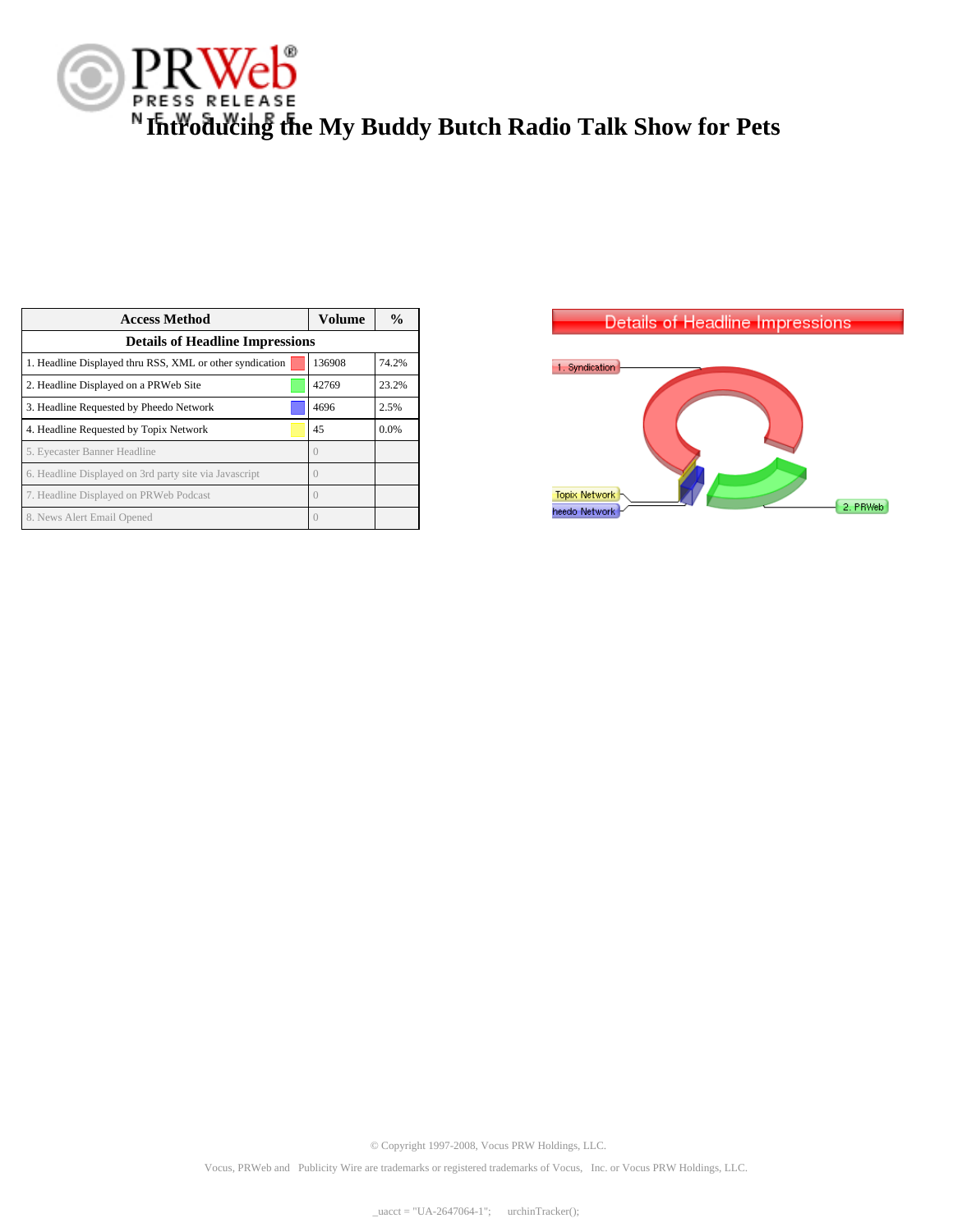# Introducing the My Buddy Butch Radio Talk Show for Pets

| Access Method | Volume | % |
|---|---|---|
| **Details of Headline Impressions** | | |
| 1. Headline Displayed thru RSS, XML or other syndication | 136908 | 74.2% |
| 2. Headline Displayed on a PRWeb Site | 42769 | 23.2% |
| 3. Headline Requested by Pheedo Network | 4696 | 2.5% |
| 4. Headline Requested by Topix Network | 45 | 0.0% |
| 5. Eyecaster Banner Headline | 0 | |
| 6. Headline Displayed on 3rd party site via Javascript | 0 | |
| 7. Headline Displayed on PRWeb Podcast | 0 | |
| 8. News Alert Email Opened | 0 | |

Details of Headline Impressions

© Copyright 1997-2008, Vocus PRW Holdings, LLC.

Vocus, PRWeb and Publicity Wire are trademarks or registered trademarks of Vocus, Inc. or Vocus PRW Holdings, LLC.

_uacct = "UA-2647064-1"; urchinTracker();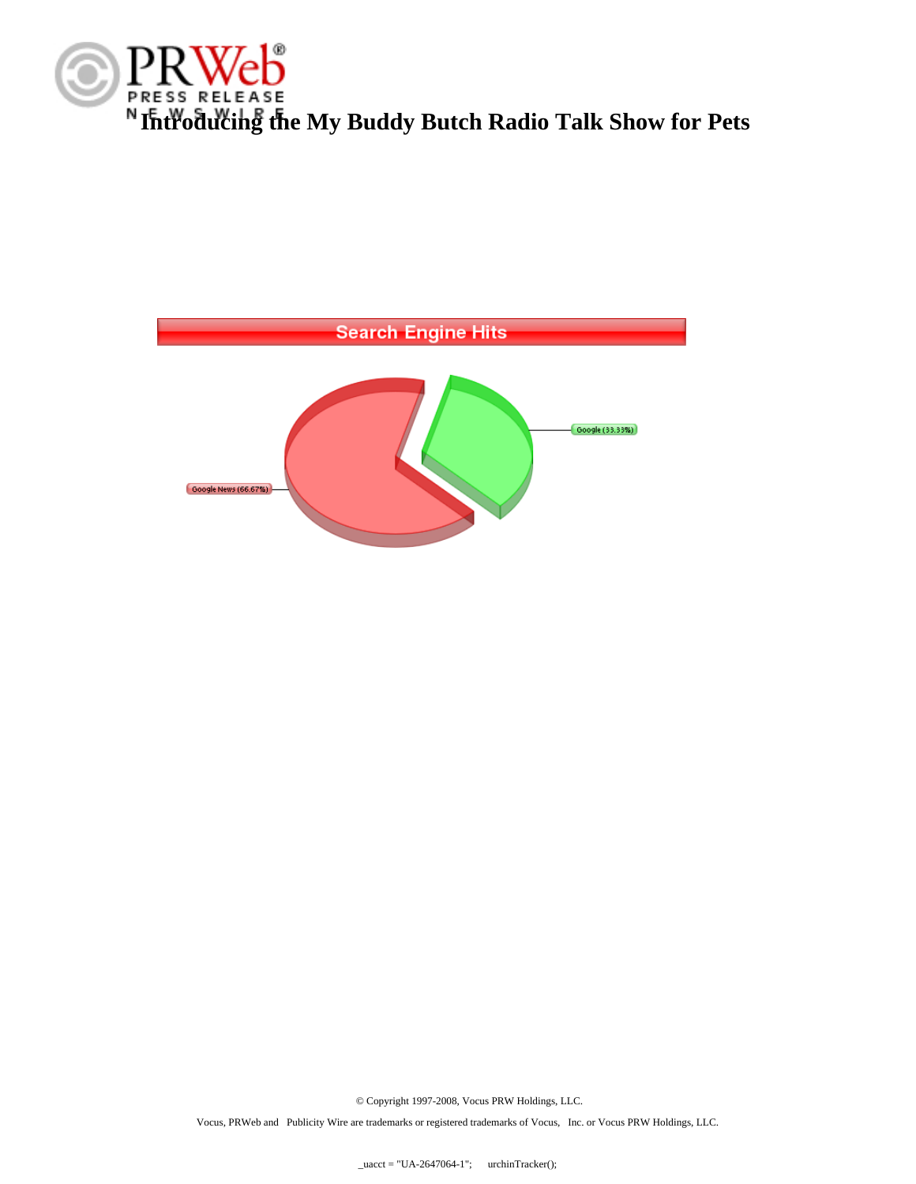# Introducing the My Buddy Butch Radio Talk Show for Pets

Search Engine Hits

Google (33.33%)

Google News (66.67%)

© Copyright 1997-2008, Vocus PRW Holdings, LLC.

Vocus, PRWeb and Publicity Wire are trademarks or registered trademarks of Vocus, Inc. or Vocus PRW Holdings, LLC.

_uacct = "UA-2647064-1"; urchinTracker();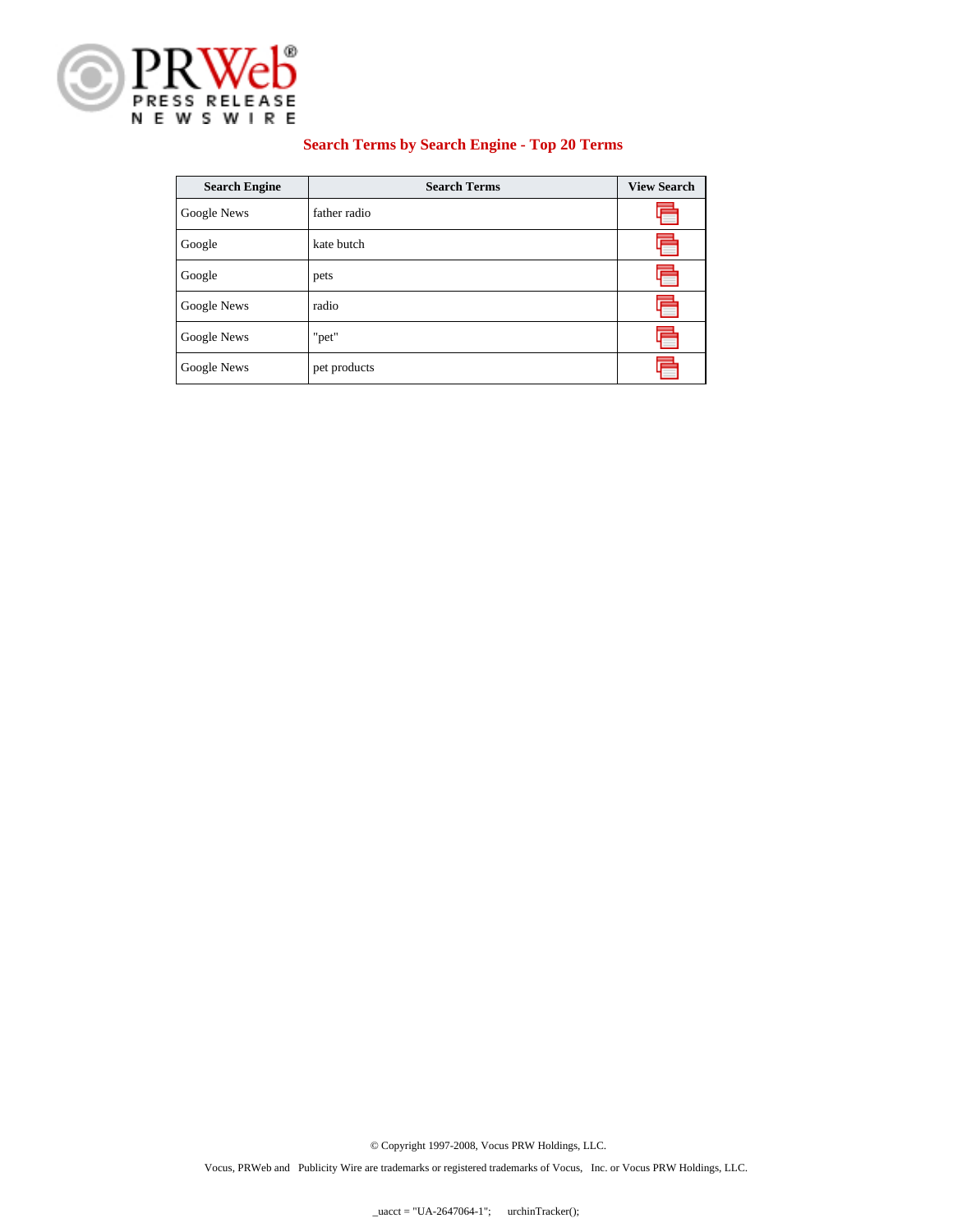PRWeb PRESS RELEASE NEWSWIRE

## Search Terms by Search Engine - Top 20 Terms

| Search Engine | Search Terms | View Search |
|---|---|---|
| Google News | father radio | |
| Google | kate butch | |
| Google | pets | |
| Google News | radio | |
| Google News | "pet" | |
| Google News | pet products | |

© Copyright 1997-2008, Vocus PRW Holdings, LLC.

Vocus, PRWeb and Publicity Wire are trademarks or registered trademarks of Vocus, Inc. or Vocus PRW Holdings, LLC.

_uacct = "UA-2647064-1"; urchinTracker();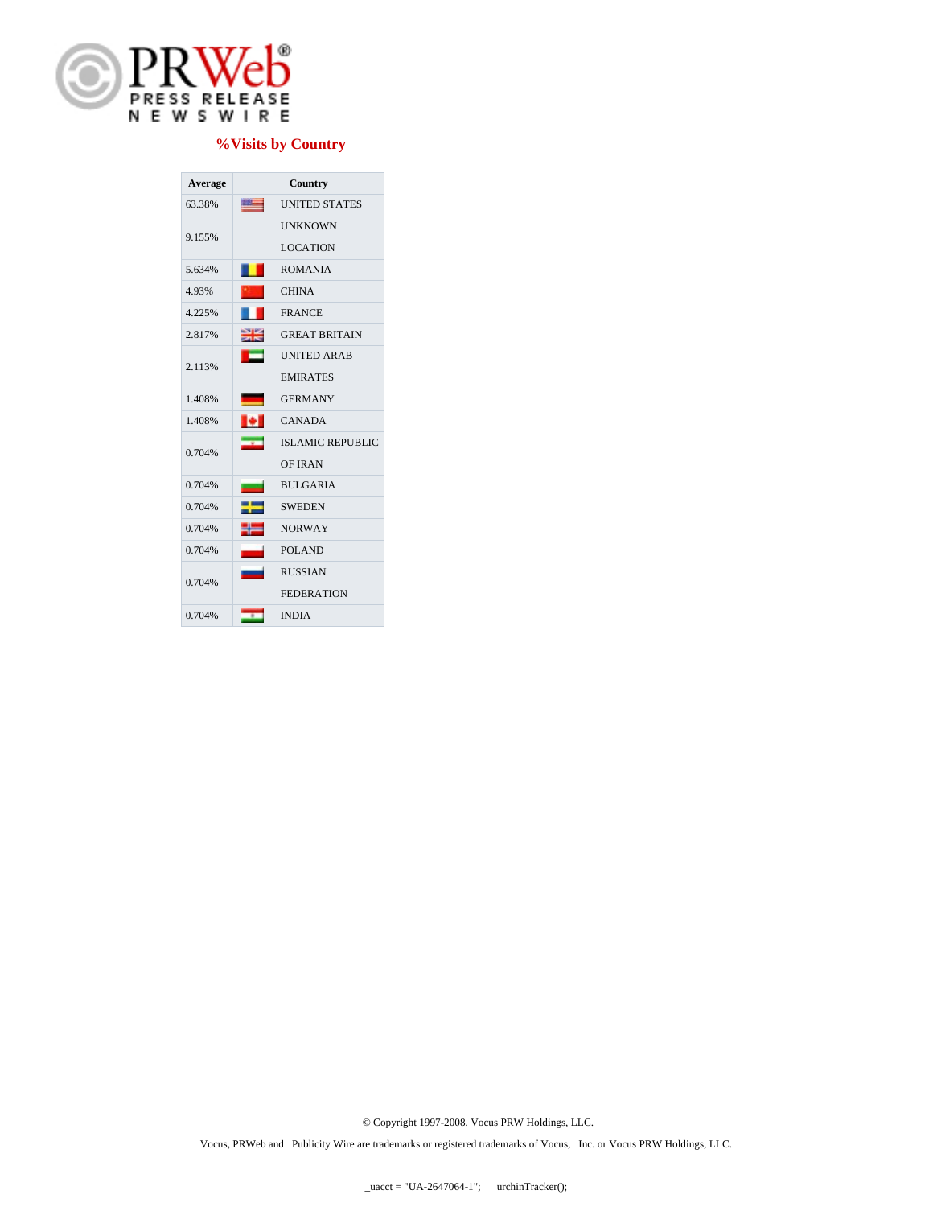PRWeb® PRESS RELEASE NEWSWIRE

## %Visits by Country

| Average | Country |
|---|---|
| 63.38% | UNITED STATES |
| 9.155% | UNKNOWN LOCATION |
| 5.634% | ROMANIA |
| 4.93% | CHINA |
| 4.225% | FRANCE |
| 2.817% | GREAT BRITAIN |
| 2.113% | UNITED ARAB EMIRATES |
| 1.408% | GERMANY |
| 1.408% | CANADA |
| 0.704% | ISLAMIC REPUBLIC OF IRAN |
| 0.704% | BULGARIA |
| 0.704% | SWEDEN |
| 0.704% | NORWAY |
| 0.704% | POLAND |
| 0.704% | RUSSIAN FEDERATION |
| 0.704% | INDIA |

© Copyright 1997-2008, Vocus PRW Holdings, LLC.

Vocus, PRWeb and Publicity Wire are trademarks or registered trademarks of Vocus, Inc. or Vocus PRW Holdings, LLC.

_uacct = "UA-2647064-1"; urchinTracker();